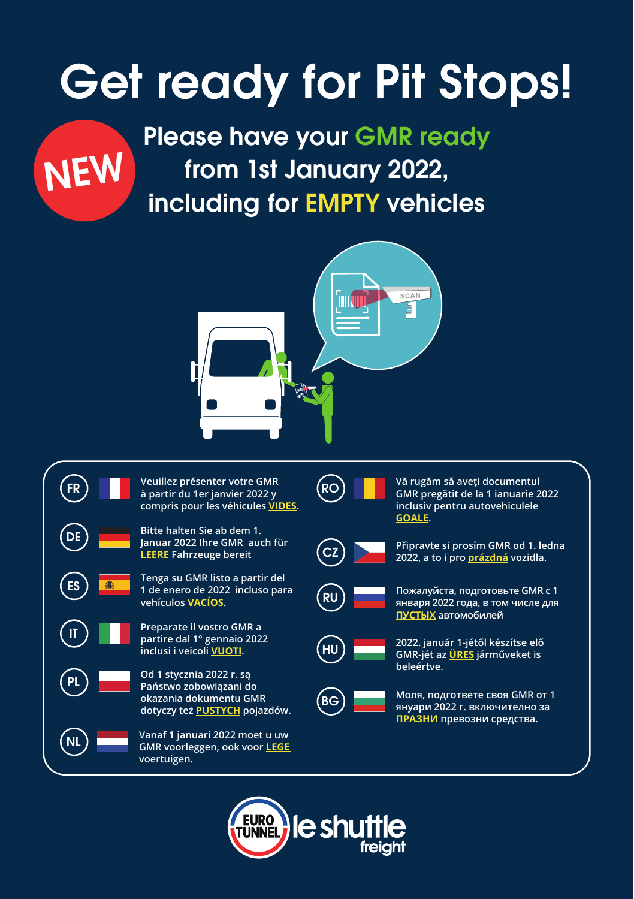# Get ready for Pit Stops!

**NEW**

## Please have your GMR ready from 1st January 2022, including for EMPTY vehicles

SCAN

**FR** Veuillez présenter votre GMR à partir du 1er janvier 2022 y compris pour les véhicules **VIDES**.

**DE** Bitte halten Sie ab dem 1. Januar 2022 Ihre GMR auch für **LEERE** Fahrzeuge bereit

**ES** Tenga su GMR listo a partir del 1 de enero de 2022 incluso para vehículos **VACÍOS**.

**IT** Preparate il vostro GMR a partire dal 1° gennaio 2022 inclusi i veicoli **VUOTI**.

**PL** Od 1 stycznia 2022 r. są Państwo zobowiązani do okazania dokumentu GMR dotyczy też **PUSTYCH** pojazdów.

**NL** Vanaf 1 januari 2022 moet u uw GMR voorleggen, ook voor **LEGE** voertuigen.

**RO** Vă rugăm să aveți documentul GMR pregătit de la 1 ianuarie 2022 inclusiv pentru autovehiculele **GOALE**.

**CZ** Připravte si prosím GMR od 1. ledna 2022, a to i pro **prázdná** vozidla.

**RU** Пожалуйста, подготовьте GMR с 1 января 2022 года, в том числе для **ПУСТЫХ** автомобилей

**HU** 2022. január 1-jétől készítse elő GMR-jét az **ÜRES** járműveket is beleértve.

**BG** Моля, подгответе своя GMR от 1 януари 2022 г. включително за **ПРАЗНИ** превозни средства.

EURO TUNNEL le shuttle freight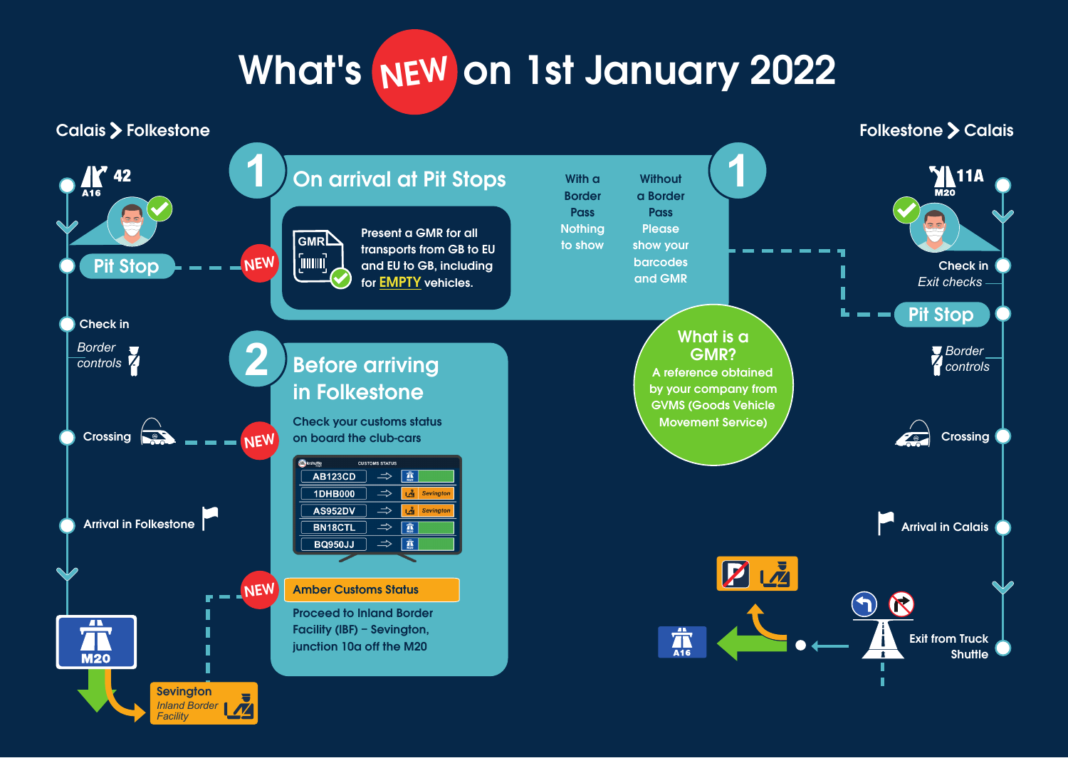# What's NEW on 1st January 2022

## Calais > Folkestone

- A16 42
- Pit Stop — NEW
- Check in
  - *Border controls*
- Crossing — NEW
- Arrival in Folkestone
- M20
- Sevington *Inland Border Facility*

## 1 On arrival at Pit Stops

Present a GMR for all transports from GB to EU and EU to GB, including for EMPTY vehicles.

| With a Border Pass | Without a Border Pass |
|---|---|
| Nothing to show | Please show your barcodes and GMR |

## 2 Before arriving in Folkestone

Check your customs status on board the club-cars

| CUSTOMS STATUS | | |
|---|---|---|
| AB123CD | ⇨ | |
| 1DHB000 | ⇨ | Sevington |
| AS952DV | ⇨ | Sevington |
| BN18CTL | ⇨ | |
| BQ950JJ | ⇨ | |

NEW — **Amber Customs Status**

Proceed to Inland Border Facility (IBF) – Sevington, junction 10a off the M20

## What is a GMR?

A reference obtained by your company from GVMS (Goods Vehicle Movement Service)

## Folkestone > Calais

- M20 11A
- Check in
  - *Exit checks*
- Pit Stop
- *Border controls*
- Crossing
- Arrival in Calais
- Exit from Truck Shuttle
- A16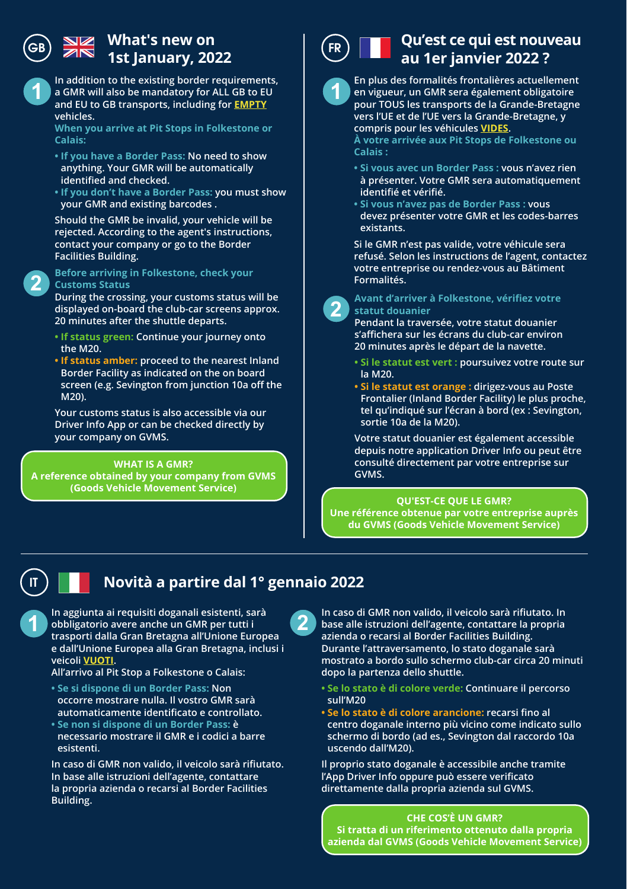## GB — What's new on 1st January, 2022

**1** In addition to the existing border requirements, a GMR will also be mandatory for ALL GB to EU and EU to GB transports, including for **EMPTY** vehicles.

**When you arrive at Pit Stops in Folkestone or Calais:**

- **If you have a Border Pass:** No need to show anything. Your GMR will be automatically identified and checked.
- **If you don't have a Border Pass:** you must show your GMR and existing barcodes .

Should the GMR be invalid, your vehicle will be rejected. According to the agent's instructions, contact your company or go to the Border Facilities Building.

**2** **Before arriving in Folkestone, check your Customs Status**

During the crossing, your customs status will be displayed on-board the club-car screens approx. 20 minutes after the shuttle departs.

- **If status green:** Continue your journey onto the M20.
- **If status amber:** proceed to the nearest Inland Border Facility as indicated on the on board screen (e.g. Sevington from junction 10a off the M20).

Your customs status is also accessible via our Driver Info App or can be checked directly by your company on GVMS.

**WHAT IS A GMR?**
**A reference obtained by your company from GVMS (Goods Vehicle Movement Service)**

## FR — Qu'est ce qui est nouveau au 1er janvier 2022 ?

**1** En plus des formalités frontalières actuellement en vigueur, un GMR sera également obligatoire pour TOUS les transports de la Grande-Bretagne vers l'UE et de l'UE vers la Grande-Bretagne, y compris pour les véhicules **VIDES**.

**À votre arrivée aux Pit Stops de Folkestone ou Calais :**

- **Si vous avec un Border Pass :** vous n'avez rien à présenter. Votre GMR sera automatiquement identifié et vérifié.
- **Si vous n'avez pas de Border Pass :** vous devez présenter votre GMR et les codes-barres existants.

Si le GMR n'est pas valide, votre véhicule sera refusé. Selon les instructions de l'agent, contactez votre entreprise ou rendez-vous au Bâtiment Formalités.

**2** **Avant d'arriver à Folkestone, vérifiez votre statut douanier**

Pendant la traversée, votre statut douanier s'affichera sur les écrans du club-car environ 20 minutes après le départ de la navette.

- **Si le statut est vert :** poursuivez votre route sur la M20.
- **Si le statut est orange :** dirigez-vous au Poste Frontalier (Inland Border Facility) le plus proche, tel qu'indiqué sur l'écran à bord (ex : Sevington, sortie 10a de la M20).

Votre statut douanier est également accessible depuis notre application Driver Info ou peut être consulté directement par votre entreprise sur GVMS.

**QU'EST-CE QUE LE GMR?**
**Une référence obtenue par votre entreprise auprès du GVMS (Goods Vehicle Movement Service)**

## IT — Novità a partire dal 1° gennaio 2022

**1** In aggiunta ai requisiti doganali esistenti, sarà obbligatorio avere anche un GMR per tutti i trasporti dalla Gran Bretagna all'Unione Europea e dall'Unione Europea alla Gran Bretagna, inclusi i veicoli **VUOTI**.

All'arrivo al Pit Stop a Folkestone o Calais:

- **Se si dispone di un Border Pass:** Non occorre mostrare nulla. Il vostro GMR sarà automaticamente identificato e controllato.
- **Se non si dispone di un Border Pass:** è necessario mostrare il GMR e i codici a barre esistenti.

In caso di GMR non valido, il veicolo sarà rifiutato. In base alle istruzioni dell'agente, contattare la propria azienda o recarsi al Border Facilities Building.

**2** In caso di GMR non valido, il veicolo sarà rifiutato. In base alle istruzioni dell'agente, contattare la propria azienda o recarsi al Border Facilities Building. Durante l'attraversamento, lo stato doganale sarà mostrato a bordo sullo schermo club-car circa 20 minuti dopo la partenza dello shuttle.

- **Se lo stato è di colore verde:** Continuare il percorso sull'M20
- **Se lo stato è di colore arancione:** recarsi fino al centro doganale interno più vicino come indicato sullo schermo di bordo (ad es., Sevington dal raccordo 10a uscendo dall'M20).

Il proprio stato doganale è accessibile anche tramite l'App Driver Info oppure può essere verificato direttamente dalla propria azienda sul GVMS.

**CHE COS'È UN GMR?**
**Si tratta di un riferimento ottenuto dalla propria azienda dal GVMS (Goods Vehicle Movement Service)**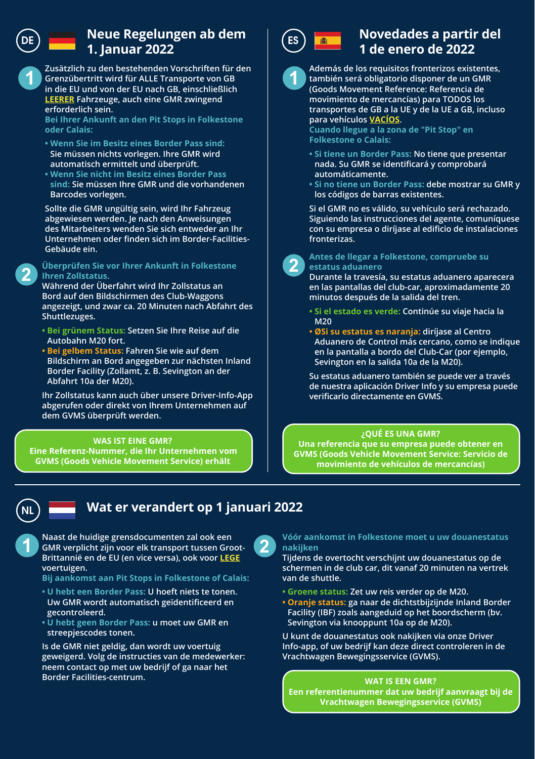## DE Neue Regelungen ab dem 1. Januar 2022

**1** Zusätzlich zu den bestehenden Vorschriften für den Grenzübertritt wird für ALLE Transporte von GB in die EU und von der EU nach GB, einschließlich **LEERER** Fahrzeuge, auch eine GMR zwingend erforderlich sein.

**Bei Ihrer Ankunft an den Pit Stops in Folkestone oder Calais:**

- **Wenn Sie im Besitz eines Border Pass sind:** Sie müssen nichts vorlegen. Ihre GMR wird automatisch ermittelt und überprüft.
- **Wenn Sie nicht im Besitz eines Border Pass sind:** Sie müssen Ihre GMR und die vorhandenen Barcodes vorlegen.

Sollte die GMR ungültig sein, wird Ihr Fahrzeug abgewiesen werden. Je nach den Anweisungen des Mitarbeiters wenden Sie sich entweder an Ihr Unternehmen oder finden sich im Border-Facilities-Gebäude ein.

**2** **Überprüfen Sie vor Ihrer Ankunft in Folkestone Ihren Zollstatus.**
Während der Überfahrt wird Ihr Zollstatus an Bord auf den Bildschirmen des Club-Waggons angezeigt, und zwar ca. 20 Minuten nach Abfahrt des Shuttlezuges.

- **Bei grünem Status:** Setzen Sie Ihre Reise auf die Autobahn M20 fort.
- **Bei gelbem Status:** Fahren Sie wie auf dem Bildschirm an Bord angegeben zur nächsten Inland Border Facility (Zollamt, z. B. Sevington an der Abfahrt 10a der M20).

Ihr Zollstatus kann auch über unsere Driver-Info-App abgerufen oder direkt von Ihrem Unternehmen auf dem GVMS überprüft werden.

**WAS IST EINE GMR?**
**Eine Referenz-Nummer, die Ihr Unternehmen vom GVMS (Goods Vehicle Movement Service) erhält**

## ES Novedades a partir del 1 de enero de 2022

**1** Además de los requisitos fronterizos existentes, también será obligatorio disponer de un GMR (Goods Movement Reference: Referencia de movimiento de mercancías) para TODOS los transportes de GB a la UE y de la UE a GB, incluso para vehículos **VACÍOS**.

**Cuando llegue a la zona de "Pit Stop" en Folkestone o Calais:**

- **Si tiene un Border Pass:** No tiene que presentar nada. Su GMR se identificará y comprobará automáticamente.
- **Si no tiene un Border Pass:** debe mostrar su GMR y los códigos de barras existentes.

Si el GMR no es válido, su vehículo será rechazado. Siguiendo las instrucciones del agente, comuníquese con su empresa o diríjase al edificio de instalaciones fronterizas.

**2** **Antes de llegar a Folkestone, compruebe su estatus aduanero**
Durante la travesía, su estatus aduanero aparecera en las pantallas del club-car, aproximadamente 20 minutos después de la salida del tren.

- **Si el estado es verde:** Continúe su viaje hacia la M20
- **ØSi su estatus es naranja:** diríjase al Centro Aduanero de Control más cercano, como se indique en la pantalla a bordo del Club-Car (por ejemplo, Sevington en la salida 10a de la M20).

Su estatus aduanero también se puede ver a través de nuestra aplicación Driver Info y su empresa puede verificarlo directamente en GVMS.

**¿QUÉ ES UNA GMR?**
**Una referencia que su empresa puede obtener en GVMS (Goods Vehicle Movement Service: Servicio de movimiento de vehículos de mercancías)**

## NL Wat er verandert op 1 januari 2022

**1** Naast de huidige grensdocumenten zal ook een GMR verplicht zijn voor elk transport tussen Groot-Brittannië en de EU (en vice versa), ook voor **LEGE** voertuigen.

**Bij aankomst aan Pit Stops in Folkestone of Calais:**

- **U hebt een Border Pass:** U hoeft niets te tonen. Uw GMR wordt automatisch geïdentificeerd en gecontroleerd.
- **U hebt geen Border Pass:** u moet uw GMR en streepjescodes tonen.

Is de GMR niet geldig, dan wordt uw voertuig geweigerd. Volg de instructies van de medewerker: neem contact op met uw bedrijf of ga naar het Border Facilities-centrum.

**2** **Vóór aankomst in Folkestone moet u uw douanestatus nakijken**
Tijdens de overtocht verschijnt uw douanestatus op de schermen in de club car, dit vanaf 20 minuten na vertrek van de shuttle.

- **Groene status:** Zet uw reis verder op de M20.
- **Oranje status:** ga naar de dichtstbijzijnde Inland Border Facility (IBF) zoals aangeduid op het boordscherm (bv. Sevington via knooppunt 10a op de M20).

U kunt de douanestatus ook nakijken via onze Driver Info-app, of uw bedrijf kan deze direct controleren in de Vrachtwagen Bewegingsservice (GVMS).

**WAT IS EEN GMR?**
**Een referentienummer dat uw bedrijf aanvraagt bij de Vrachtwagen Bewegingsservice (GVMS)**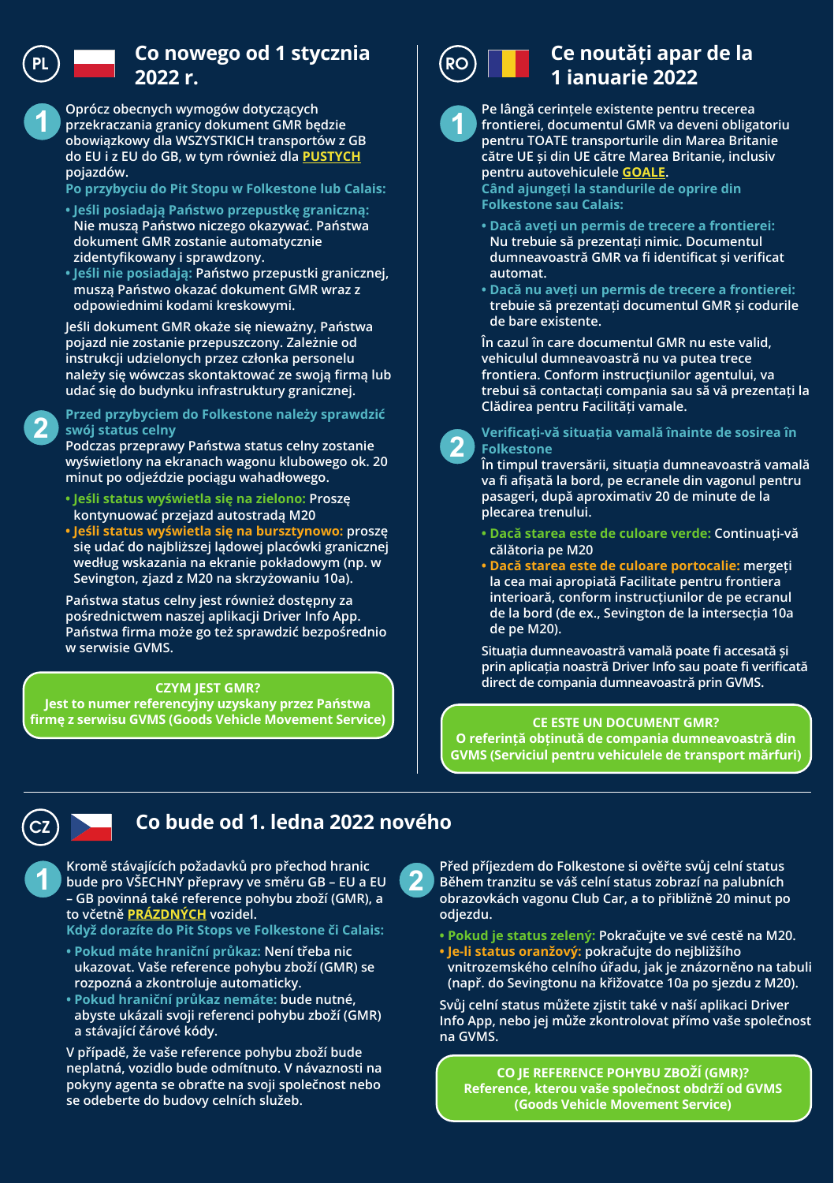## PL Co nowego od 1 stycznia 2022 r.

**1** Oprócz obecnych wymogów dotyczących przekraczania granicy dokument GMR będzie obowiązkowy dla WSZYSTKICH transportów z GB do EU i z EU do GB, w tym również dla **PUSTYCH** pojazdów.

**Po przybyciu do Pit Stopu w Folkestone lub Calais:**

- **Jeśli posiadają Państwo przepustkę graniczną:** Nie muszą Państwo niczego okazywać. Państwa dokument GMR zostanie automatycznie zidentyfikowany i sprawdzony.
- **Jeśli nie posiadają:** Państwo przepustki granicznej, muszą Państwo okazać dokument GMR wraz z odpowiednimi kodami kreskowymi.

Jeśli dokument GMR okaże się nieważny, Państwa pojazd nie zostanie przepuszczony. Zależnie od instrukcji udzielonych przez członka personelu należy się wówczas skontaktować ze swoją firmą lub udać się do budynku infrastruktury granicznej.

**2** **Przed przybyciem do Folkestone należy sprawdzić swój status celny**

Podczas przeprawy Państwa status celny zostanie wyświetlony na ekranach wagonu klubowego ok. 20 minut po odjeździe pociągu wahadłowego.

- **Jeśli status wyświetla się na zielono:** Proszę kontynuować przejazd autostradą M20
- **Jeśli status wyświetla się na bursztynowo:** proszę się udać do najbliższej lądowej placówki granicznej według wskazania na ekranie pokładowym (np. w Sevington, zjazd z M20 na skrzyżowaniu 10a).

Państwa status celny jest również dostępny za pośrednictwem naszej aplikacji Driver Info App. Państwa firma może go też sprawdzić bezpośrednio w serwisie GVMS.

**CZYM JEST GMR?**
**Jest to numer referencyjny uzyskany przez Państwa firmę z serwisu GVMS (Goods Vehicle Movement Service)**

## RO Ce noutăți apar de la 1 ianuarie 2022

**1** Pe lângă cerințele existente pentru trecerea frontierei, documentul GMR va deveni obligatoriu pentru TOATE transporturile din Marea Britanie către UE și din UE către Marea Britanie, inclusiv pentru autovehiculele **GOALE**.

**Când ajungeți la standurile de oprire din Folkestone sau Calais:**

- **Dacă aveți un permis de trecere a frontierei:** Nu trebuie să prezentați nimic. Documentul dumneavoastră GMR va fi identificat și verificat automat.
- **Dacă nu aveți un permis de trecere a frontierei:** trebuie să prezentați documentul GMR și codurile de bare existente.

În cazul în care documentul GMR nu este valid, vehiculul dumneavoastră nu va putea trece frontiera. Conform instrucțiunilor agentului, va trebui să contactați compania sau să vă prezentați la Clădirea pentru Facilități vamale.

**2** **Verificați-vă situația vamală înainte de sosirea în Folkestone**

În timpul traversării, situația dumneavoastră vamală va fi afișată la bord, pe ecranele din vagonul pentru pasageri, după aproximativ 20 de minute de la plecarea trenului.

- **Dacă starea este de culoare verde:** Continuați-vă călătoria pe M20
- **Dacă starea este de culoare portocalie:** mergeți la cea mai apropiată Facilitate pentru frontiera interioară, conform instrucțiunilor de pe ecranul de la bord (de ex., Sevington de la intersecția 10a de pe M20).

Situația dumneavoastră vamală poate fi accesată și prin aplicația noastră Driver Info sau poate fi verificată direct de compania dumneavoastră prin GVMS.

**CE ESTE UN DOCUMENT GMR?**
**O referință obținută de compania dumneavoastră din GVMS (Serviciul pentru vehiculele de transport mărfuri)**

## CZ Co bude od 1. ledna 2022 nového

**1** Kromě stávajících požadavků pro přechod hranic bude pro VŠECHNY přepravy ve směru GB – EU a EU – GB povinná také reference pohybu zboží (GMR), a to včetně **PRÁZDNÝCH** vozidel.

**Když dorazíte do Pit Stops ve Folkestone či Calais:**

- **Pokud máte hraniční průkaz:** Není třeba nic ukazovat. Vaše reference pohybu zboží (GMR) se rozpozná a zkontroluje automaticky.
- **Pokud hraniční průkaz nemáte:** bude nutné, abyste ukázali svoji referenci pohybu zboží (GMR) a stávající čárové kódy.

V případě, že vaše reference pohybu zboží bude neplatná, vozidlo bude odmítnuto. V návaznosti na pokyny agenta se obraťte na svoji společnost nebo se odeberte do budovy celních služeb.

**2** Před příjezdem do Folkestone si ověřte svůj celní status

Během tranzitu se váš celní status zobrazí na palubních obrazovkách vagonu Club Car, a to přibližně 20 minut po odjezdu.

- **Pokud je status zelený:** Pokračujte ve své cestě na M20.
- **Je-li status oranžový:** pokračujte do nejbližšího vnitrozemského celního úřadu, jak je znázorněno na tabuli (např. do Sevingtonu na křižovatce 10a po sjezdu z M20).

Svůj celní status můžete zjistit také v naší aplikaci Driver Info App, nebo jej může zkontrolovat přímo vaše společnost na GVMS.

**CO JE REFERENCE POHYBU ZBOŽÍ (GMR)?**
**Reference, kterou vaše společnost obdrží od GVMS (Goods Vehicle Movement Service)**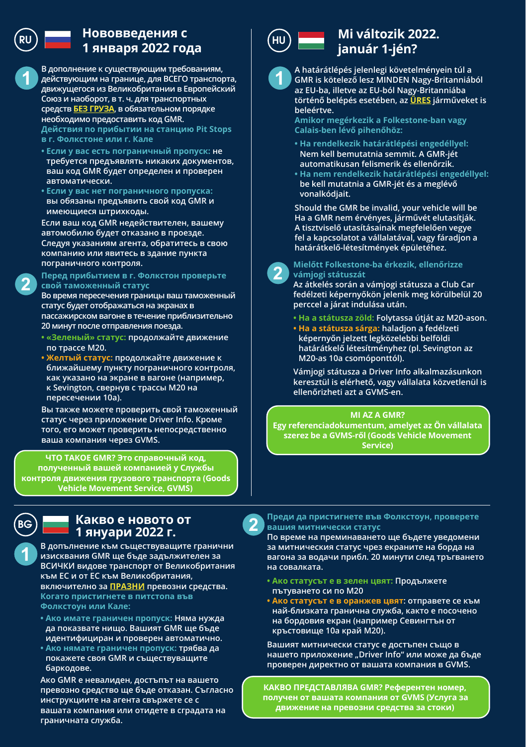## RU Нововведения с 1 января 2022 года

**1**

В дополнение к существующим требованиям, действующим на границе, для ВСЕГО транспорта, движущегося из Великобритании в Европейский Союз и наоборот, в т. ч. для транспортных средств **БЕЗ ГРУЗА**, в обязательном порядке необходимо предоставить код GMR.

**Действия по прибытии на станцию Pit Stops в г. Фолкстоне или г. Кале**

- **Если у вас есть пограничный пропуск:** не требуется предъявлять никаких документов, ваш код GMR будет определен и проверен автоматически.
- **Если у вас нет пограничного пропуска:** вы обязаны предъявить свой код GMR и имеющиеся штрихкоды.

Если ваш код GMR недействителен, вашему автомобилю будет отказано в проезде. Следуя указаниям агента, обратитесь в свою компанию или явитесь в здание пункта пограничного контроля.

**2**

**Перед прибытием в г. Фолкстон проверьте свой таможенный статус**

Во время пересечения границы ваш таможенный статус будет отображаться на экранах в пассажирском вагоне в течение приблизительно 20 минут после отправления поезда.

- **«Зеленый» статус:** продолжайте движение по трассе M20.
- **Желтый статус:** продолжайте движение к ближайшему пункту пограничного контроля, как указано на экране в вагоне (например, к Sevington, свернув с трассы M20 на пересечении 10a).

Вы также можете проверить свой таможенный статус через приложение Driver Info. Кроме того, его может проверить непосредственно ваша компания через GVMS.

**ЧТО ТАКОЕ GMR? Это справочный код, полученный вашей компанией у Службы контроля движения грузового транспорта (Goods Vehicle Movement Service, GVMS)**

## HU Mi változik 2022. január 1-jén?

**1**

A határátlépés jelenlegi követelményein túl a GMR is kötelező lesz MINDEN Nagy-Britanniából az EU-ba, illetve az EU-ból Nagy-Britanniába történő belépés esetében, az **ÜRES** járműveket is beleértve.

**Amikor megérkezik a Folkestone-ban vagy Calais-ben lévő pihenőhöz:**

- **Ha rendelkezik határátlépési engedéllyel:** Nem kell bemutatnia semmit. A GMR-jét automatikusan felismerik és ellenőrzik.
- **Ha nem rendelkezik határátlépési engedéllyel:** be kell mutatnia a GMR-jét és a meglévő vonalkódjait.

Should the GMR be invalid, your vehicle will be Ha a GMR nem érvényes, járművét elutasítják. A tisztviselő utasításainak megfelelően vegye fel a kapcsolatot a vállalatával, vagy fáradjon a határátkelő-létesítmények épületéhez.

**2**

**Mielőtt Folkestone-ba érkezik, ellenőrizze vámjogi státuszát**

Az átkelés során a vámjogi státusza a Club Car fedélzeti képernyőkön jelenik meg körülbelül 20 perccel a járat indulása után.

- **Ha a státusza zöld:** Folytassa útját az M20-ason.
- **Ha a státusza sárga:** haladjon a fedélzeti képernyőn jelzett legközelebbi belföldi határátkelő létesítményhez (pl. Sevington az M20-as 10a csomóponttól).

Vámjogi státusza a Driver Info alkalmazásunkon keresztül is elérhető, vagy vállalata közvetlenül is ellenőrizheti azt a GVMS-en.

**MI AZ A GMR?**
**Egy referenciadokumentum, amelyet az Ön vállalata szerez be a GVMS-ről (Goods Vehicle Movement Service)**

## BG Какво е новото от 1 януари 2022 г.

**1**

В допълнение към съществуващите гранични изисквания GMR ще бъде задължителен за ВСИЧКИ видове транспорт от Великобритания към ЕС и от ЕС към Великобритания, включително за **ПРАЗНИ** превозни средства.

**Когато пристигнете в питстопа във Фолкстоун или Кале:**

- **Ако имате граничен пропуск:** Няма нужда да показвате нищо. Вашият GMR ще бъде идентифициран и проверен автоматично.
- **Ако нямате граничен пропуск:** трябва да покажете своя GMR и съществуващите баркодове.

Ако GMR е невалиден, достъпът на вашето превозно средство ще бъде отказан. Съгласно инструкциите на агента свържете се с вашата компания или отидете в сградата на граничната служба.

**2**

**Преди да пристигнете във Фолкстоун, проверете вашия митнически статус**

По време на преминаването ще бъдете уведомени за митническия статус чрез екраните на борда на вагона за водачи прибл. 20 минути след тръгването на совалката.

- **Ако статусът е в зелен цвят:** Продължете пътуването си по M20
- **Ако статусът е в оранжев цвят:** отправете се към най-близката гранична служба, както е посочено на бордовия екран (например Севингтън от кръстовище 10а край M20).

Вашият митнически статус е достъпен също в нашето приложение „Driver Info“ или може да бъде проверен директно от вашата компания в GVMS.

**КАКВО ПРЕДСТАВЛЯВА GMR? Референтен номер, получен от вашата компания от GVMS (Услуга за движение на превозни средства за стоки)**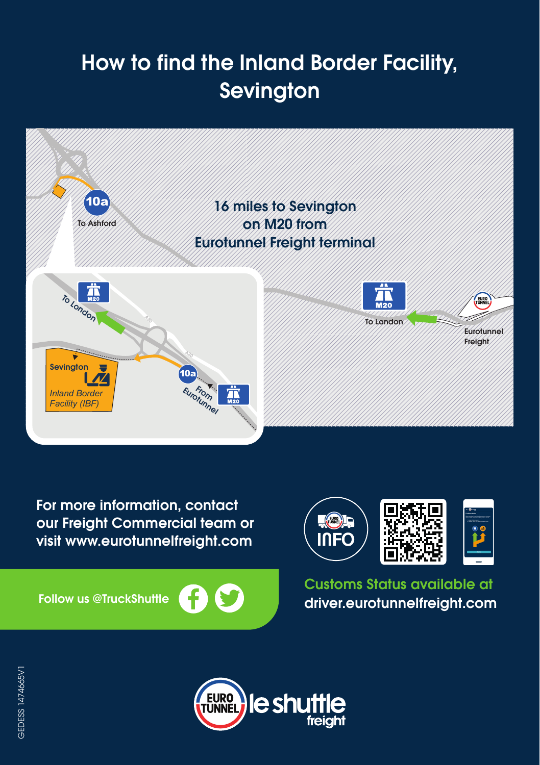# How to find the Inland Border Facility, Sevington

16 miles to Sevington
on M20 from
Eurotunnel Freight terminal

10a
To Ashford

M20
To London

Eurotunnel
Freight

To London
M20
A20
Sevington
Inland Border
Facility (IBF)
10a
From
Eurotunnel
M20

For more information, contact our Freight Commercial team or visit www.eurotunnelfreight.com

Follow us @TruckShuttle

INFO

Customs Status available at driver.eurotunnelfreight.com

GEDESS 1474665V1